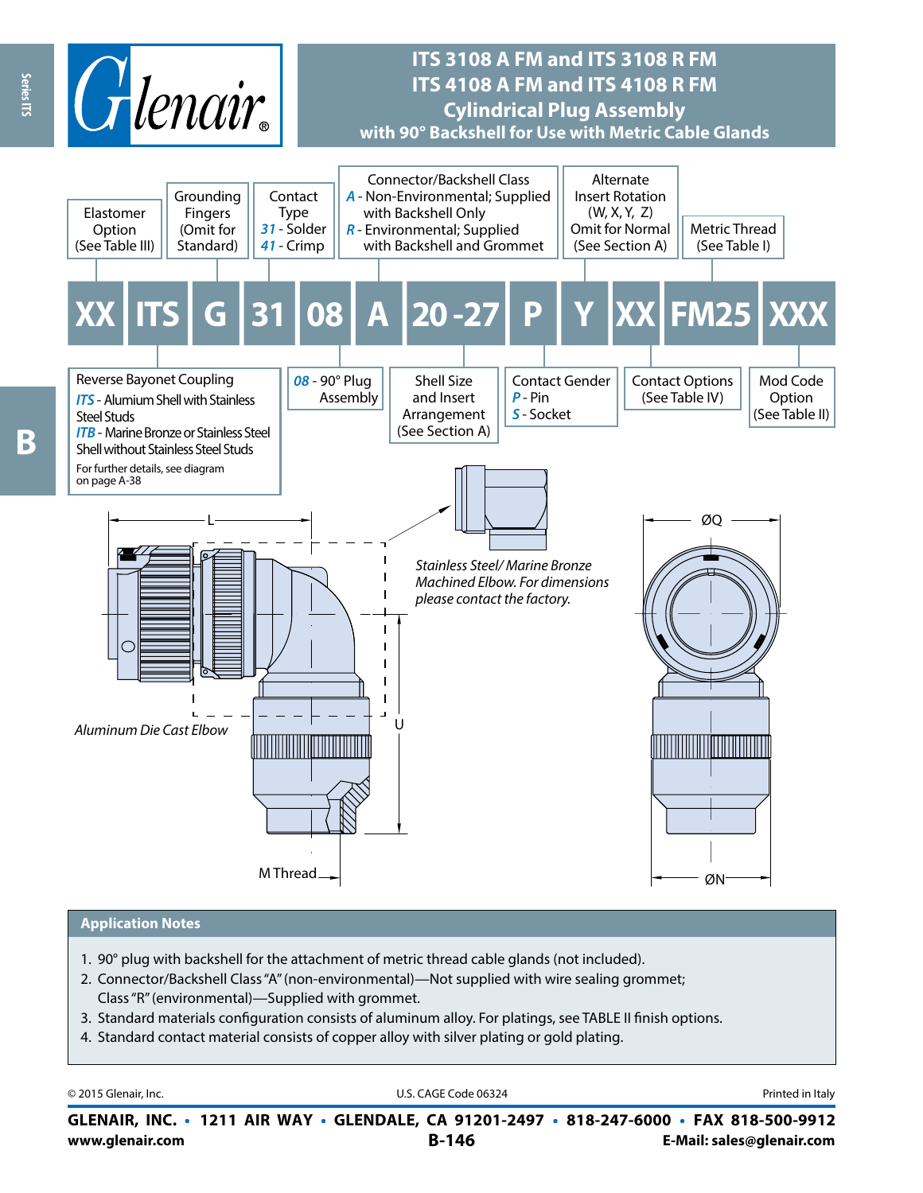# ITS 3108 A FM and ITS 3108 R FM
# ITS 4108 A FM and ITS 4108 R FM
## Cylindrical Plug Assembly
### with 90° Backshell for Use with Metric Cable Glands

**XX ITS G 31 08 A 20-27 P Y XX FM25 XXX**

- **XX** – Elastomer Option (See Table III)
- **ITS** – Reverse Bayonet Coupling
  - *ITS* - Alumium Shell with Stainless Steel Studs
  - *ITB* - Marine Bronze or Stainless Steel Shell without Stainless Steel Studs
  - For further details, see diagram on page A-38
- **G** – Grounding Fingers (Omit for Standard)
- **31** – Contact Type
  - *31* - Solder
  - *41* - Crimp
- **08** – *08* - 90° Plug Assembly
- **A** – Connector/Backshell Class
  - *A* - Non-Environmental; Supplied with Backshell Only
  - *R* - Environmental; Supplied with Backshell and Grommet
- **20-27** – Shell Size and Insert Arrangement (See Section A)
- **P** – Contact Gender
  - *P* - Pin
  - *S* - Socket
- **Y** – Alternate Insert Rotation (W, X, Y, Z) Omit for Normal (See Section A)
- **XX** – Contact Options (See Table IV)
- **FM25** – Metric Thread (See Table I)
- **XXX** – Mod Code Option (See Table II)

L

ØQ

*Stainless Steel/ Marine Bronze Machined Elbow. For dimensions please contact the factory.*

U

*Aluminum Die Cast Elbow*

M Thread

ØN

## Application Notes

1. 90° plug with backshell for the attachment of metric thread cable glands (not included).
2. Connector/Backshell Class "A" (non-environmental)—Not supplied with wire sealing grommet; Class "R" (environmental)—Supplied with grommet.
3. Standard materials configuration consists of aluminum alloy. For platings, see TABLE II finish options.
4. Standard contact material consists of copper alloy with silver plating or gold plating.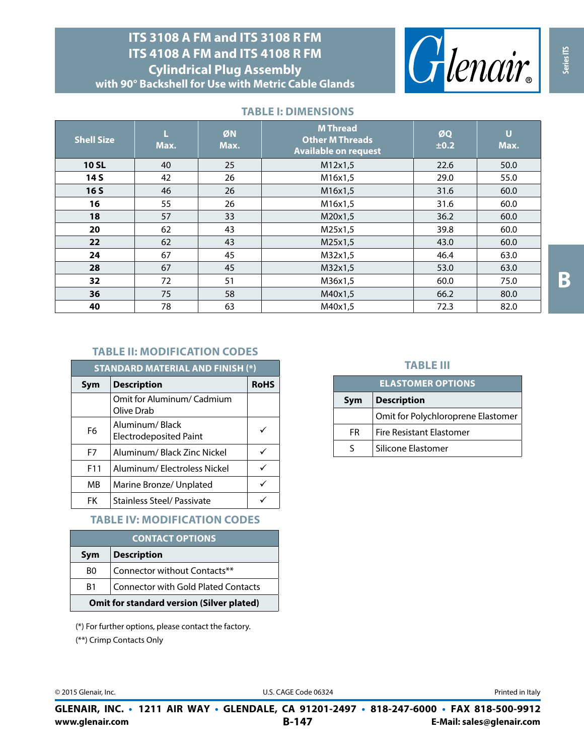# ITS 3108 A FM and ITS 3108 R FM
# ITS 4108 A FM and ITS 4108 R FM
# Cylindrical Plug Assembly
## with 90° Backshell for Use with Metric Cable Glands

## TABLE I: DIMENSIONS

| Shell Size | L Max. | ØN Max. | M Thread Other M Threads Available on request | ØQ ±0.2 | U Max. |
|---|---|---|---|---|---|
| **10 SL** | 40 | 25 | M12x1,5 | 22.6 | 50.0 |
| **14 S** | 42 | 26 | M16x1,5 | 29.0 | 55.0 |
| **16 S** | 46 | 26 | M16x1,5 | 31.6 | 60.0 |
| **16** | 55 | 26 | M16x1,5 | 31.6 | 60.0 |
| **18** | 57 | 33 | M20x1,5 | 36.2 | 60.0 |
| **20** | 62 | 43 | M25x1,5 | 39.8 | 60.0 |
| **22** | 62 | 43 | M25x1,5 | 43.0 | 60.0 |
| **24** | 67 | 45 | M32x1,5 | 46.4 | 63.0 |
| **28** | 67 | 45 | M32x1,5 | 53.0 | 63.0 |
| **32** | 72 | 51 | M36x1,5 | 60.0 | 75.0 |
| **36** | 75 | 58 | M40x1,5 | 66.2 | 80.0 |
| **40** | 78 | 63 | M40x1,5 | 72.3 | 82.0 |

## TABLE II: MODIFICATION CODES

| STANDARD MATERIAL AND FINISH (*) | | |
|---|---|---|
| **Sym** | **Description** | **RoHS** |
| | Omit for Aluminum/ Cadmium Olive Drab | |
| F6 | Aluminum/ Black Electrodeposited Paint | ✓ |
| F7 | Aluminum/ Black Zinc Nickel | ✓ |
| F11 | Aluminum/ Electroless Nickel | ✓ |
| MB | Marine Bronze/ Unplated | ✓ |
| FK | Stainless Steel/ Passivate | ✓ |

## TABLE III

| ELASTOMER OPTIONS | |
|---|---|
| **Sym** | **Description** |
| | Omit for Polychloroprene Elastomer |
| FR | Fire Resistant Elastomer |
| S | Silicone Elastomer |

## TABLE IV: MODIFICATION CODES

| CONTACT OPTIONS | |
|---|---|
| **Sym** | **Description** |
| B0 | Connector without Contacts** |
| B1 | Connector with Gold Plated Contacts |
| **Omit for standard version (Silver plated)** | |

(*) For further options, please contact the factory.

(**) Crimp Contacts Only